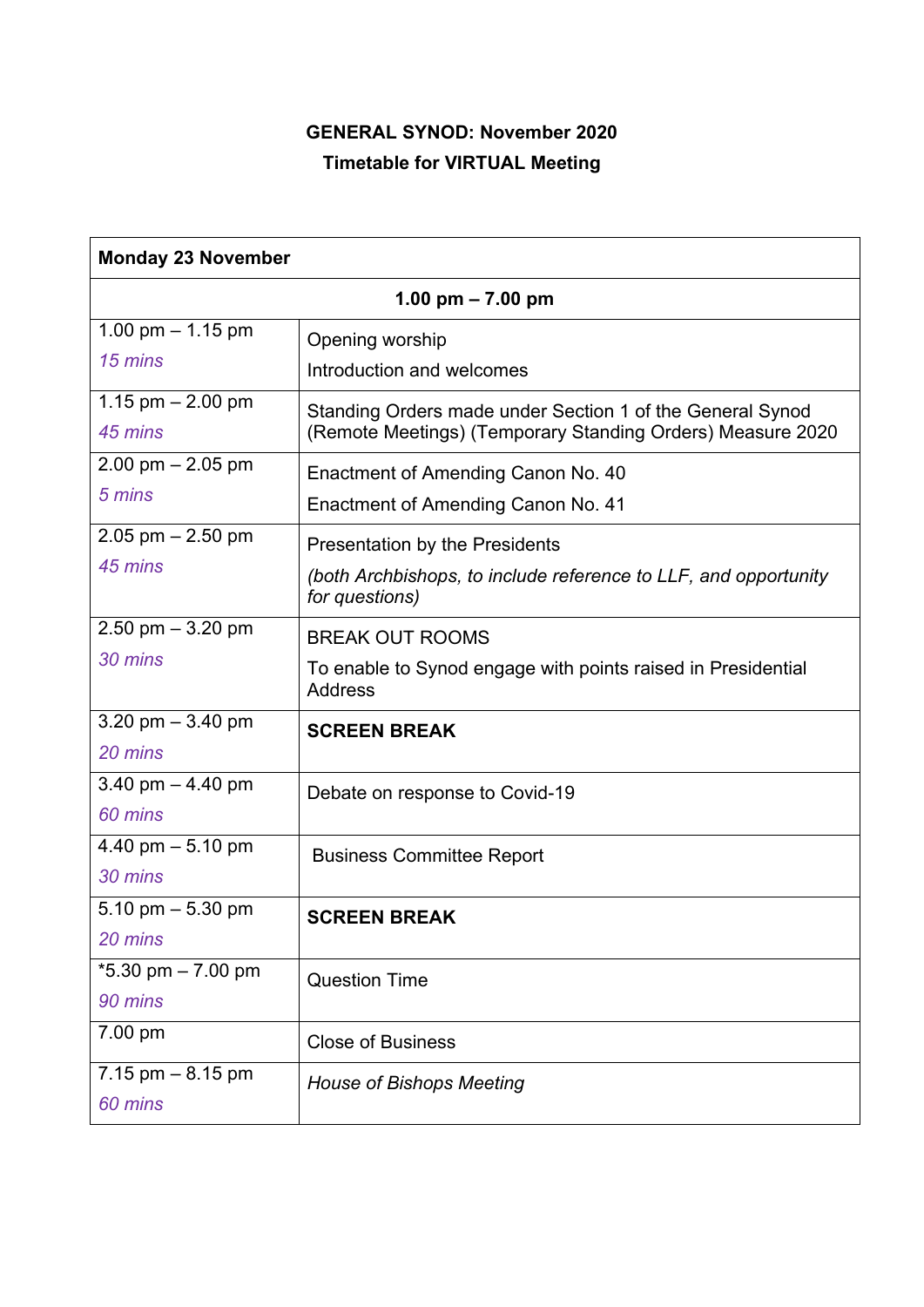**GENERAL SYNOD: November 2020**

**Timetable for VIRTUAL Meeting**

| **Monday 23 November** | |
|---|---|
| **1.00 pm – 7.00 pm** | |
| 1.00 pm – 1.15 pm<br>*15 mins* | Opening worship<br>Introduction and welcomes |
| 1.15 pm – 2.00 pm<br>*45 mins* | Standing Orders made under Section 1 of the General Synod (Remote Meetings) (Temporary Standing Orders) Measure 2020 |
| 2.00 pm – 2.05 pm<br>*5 mins* | Enactment of Amending Canon No. 40<br>Enactment of Amending Canon No. 41 |
| 2.05 pm – 2.50 pm<br>*45 mins* | Presentation by the Presidents<br>*(both Archbishops, to include reference to LLF, and opportunity for questions)* |
| 2.50 pm – 3.20 pm<br>*30 mins* | BREAK OUT ROOMS<br>To enable to Synod engage with points raised in Presidential Address |
| 3.20 pm – 3.40 pm<br>*20 mins* | **SCREEN BREAK** |
| 3.40 pm – 4.40 pm<br>*60 mins* | Debate on response to Covid-19 |
| 4.40 pm – 5.10 pm<br>*30 mins* | Business Committee Report |
| 5.10 pm – 5.30 pm<br>*20 mins* | **SCREEN BREAK** |
| *5.30 pm – 7.00 pm<br>*90 mins* | Question Time |
| 7.00 pm | Close of Business |
| 7.15 pm – 8.15 pm<br>*60 mins* | *House of Bishops Meeting* |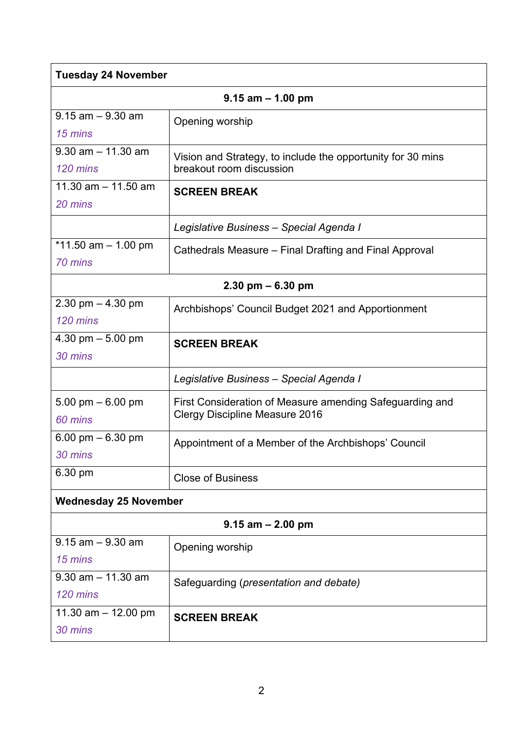| **Tuesday 24 November** | |
|---|---|
| **9.15 am – 1.00 pm** | |
| 9.15 am – 9.30 am<br>*15 mins* | Opening worship |
| 9.30 am – 11.30 am<br>*120 mins* | Vision and Strategy, to include the opportunity for 30 mins breakout room discussion |
| 11.30 am – 11.50 am<br>*20 mins* | **SCREEN BREAK** |
| | *Legislative Business – Special Agenda I* |
| *11.50 am – 1.00 pm<br>*70 mins* | Cathedrals Measure – Final Drafting and Final Approval |
| **2.30 pm – 6.30 pm** | |
| 2.30 pm – 4.30 pm<br>*120 mins* | Archbishops' Council Budget 2021 and Apportionment |
| 4.30 pm – 5.00 pm<br>*30 mins* | **SCREEN BREAK** |
| | *Legislative Business – Special Agenda I* |
| 5.00 pm – 6.00 pm<br>*60 mins* | First Consideration of Measure amending Safeguarding and Clergy Discipline Measure 2016 |
| 6.00 pm – 6.30 pm<br>*30 mins* | Appointment of a Member of the Archbishops' Council |
| 6.30 pm | Close of Business |
| **Wednesday 25 November** | |
| **9.15 am – 2.00 pm** | |
| 9.15 am – 9.30 am<br>*15 mins* | Opening worship |
| 9.30 am – 11.30 am<br>*120 mins* | Safeguarding (*presentation and debate)* |
| 11.30 am – 12.00 pm<br>*30 mins* | **SCREEN BREAK** |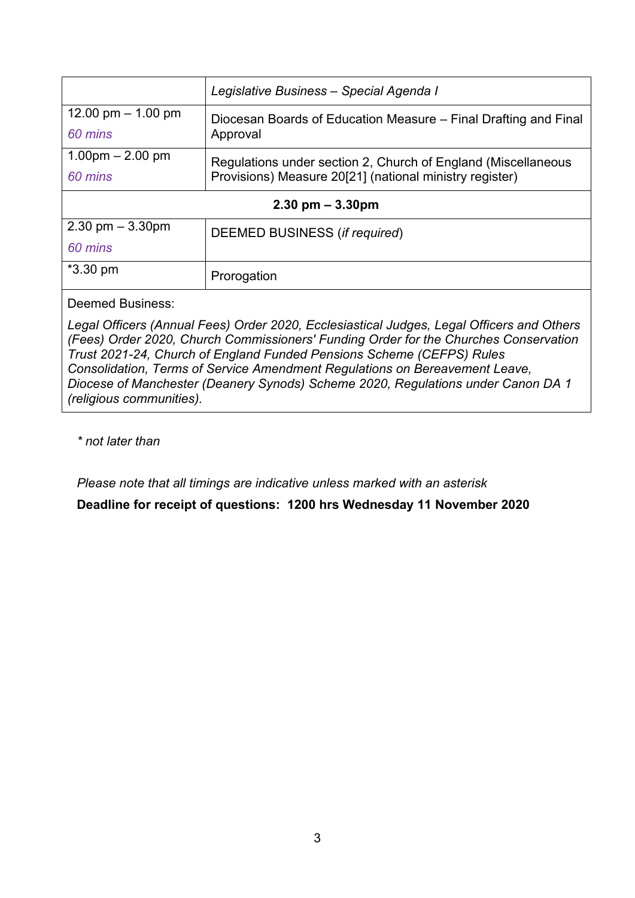| | |
|---|---|
| | *Legislative Business – Special Agenda I* |
| 12.00 pm – 1.00 pm<br>*60 mins* | Diocesan Boards of Education Measure – Final Drafting and Final Approval |
| 1.00pm – 2.00 pm<br>*60 mins* | Regulations under section 2, Church of England (Miscellaneous Provisions) Measure 20[21] (national ministry register) |
| **2.30 pm – 3.30pm** | |
| 2.30 pm – 3.30pm<br>*60 mins* | DEEMED BUSINESS (*if required*) |
| *3.30 pm | Prorogation |
| Deemed Business:<br>*Legal Officers (Annual Fees) Order 2020, Ecclesiastical Judges, Legal Officers and Others (Fees) Order 2020, Church Commissioners' Funding Order for the Churches Conservation Trust 2021-24, Church of England Funded Pensions Scheme (CEFPS) Rules Consolidation, Terms of Service Amendment Regulations on Bereavement Leave, Diocese of Manchester (Deanery Synods) Scheme 2020, Regulations under Canon DA 1 (religious communities).* | |

*\* not later than*

*Please note that all timings are indicative unless marked with an asterisk*

**Deadline for receipt of questions: 1200 hrs Wednesday 11 November 2020**